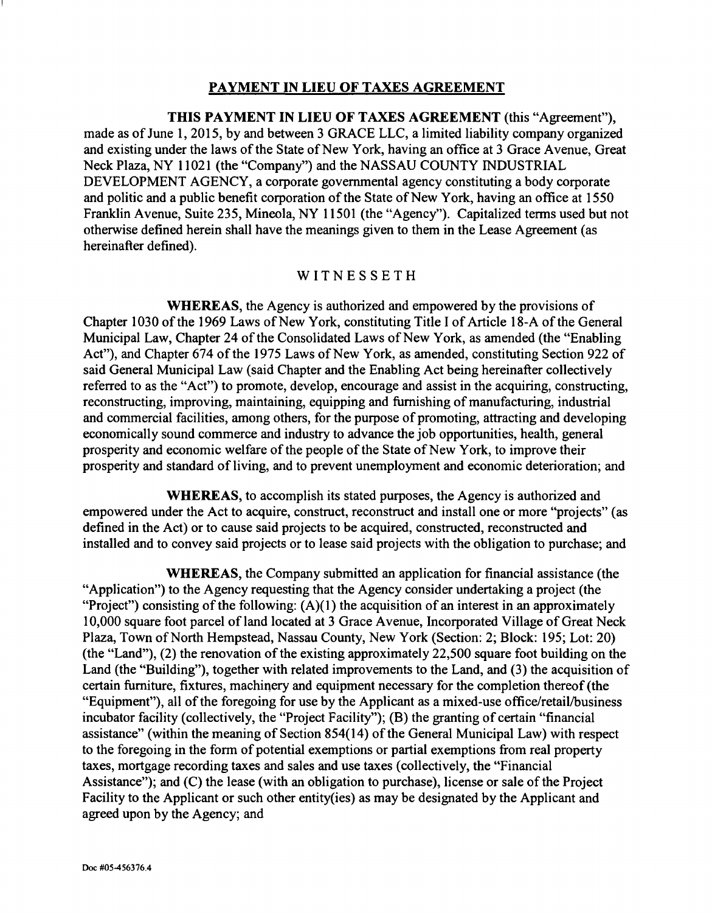# PAYMENT IN LIEU OF TAXES AGREEMENT

**THIS PAYMENT IN LIEU OF TAXES AGREEMENT** (this "Agreement"), made as of June 1, 2015, by and between 3 GRACE LLC, a limited liability company organized and existing under the laws of the State of New York, having an office at 3 Grace Avenue, Great Neck Plaza, NY 11021 (the "Company") and the NASSAU COUNTY INDUSTRIAL DEVELOPMENT AGENCY, a corporate governmental agency constituting a body corporate and politic and a public benefit corporation of the State of New York, having an office at 1550 Franklin Avenue, Suite 235, Mineola, NY 11501 (the "Agency"). Capitalized terms used but not otherwise defined herein shall have the meanings given to them in the Lease Agreement (as hereinafter defined).

WITNESSETH

**WHEREAS,** the Agency is authorized and empowered by the provisions of Chapter 1030 of the 1969 Laws of New York, constituting Title I of Article 18-A of the General Municipal Law, Chapter 24 of the Consolidated Laws of New York, as amended (the "Enabling Act"), and Chapter 674 of the 1975 Laws of New York, as amended, constituting Section 922 of said General Municipal Law (said Chapter and the Enabling Act being hereinafter collectively referred to as the "Act") to promote, develop, encourage and assist in the acquiring, constructing, reconstructing, improving, maintaining, equipping and furnishing of manufacturing, industrial and commercial facilities, among others, for the purpose of promoting, attracting and developing economically sound commerce and industry to advance the job opportunities, health, general prosperity and economic welfare of the people of the State of New York, to improve their prosperity and standard of living, and to prevent unemployment and economic deterioration; and

**WHEREAS,** to accomplish its stated purposes, the Agency is authorized and empowered under the Act to acquire, construct, reconstruct and install one or more "projects" (as defined in the Act) or to cause said projects to be acquired, constructed, reconstructed and installed and to convey said projects or to lease said projects with the obligation to purchase; and

**WHEREAS,** the Company submitted an application for financial assistance (the "Application") to the Agency requesting that the Agency consider undertaking a project (the "Project") consisting of the following: (A)(1) the acquisition of an interest in an approximately 10,000 square foot parcel of land located at 3 Grace Avenue, Incorporated Village of Great Neck Plaza, Town of North Hempstead, Nassau County, New York (Section: 2; Block: 195; Lot: 20) (the "Land"), (2) the renovation of the existing approximately 22,500 square foot building on the Land (the "Building"), together with related improvements to the Land, and (3) the acquisition of certain furniture, fixtures, machinery and equipment necessary for the completion thereof (the "Equipment"), all of the foregoing for use by the Applicant as a mixed-use office/retail/business incubator facility (collectively, the "Project Facility"); (B) the granting of certain "financial assistance" (within the meaning of Section 854(14) of the General Municipal Law) with respect to the foregoing in the form of potential exemptions or partial exemptions from real property taxes, mortgage recording taxes and sales and use taxes (collectively, the "Financial Assistance"); and (C) the lease (with an obligation to purchase), license or sale of the Project Facility to the Applicant or such other entity(ies) as may be designated by the Applicant and agreed upon by the Agency; and

Doc #05-456376.4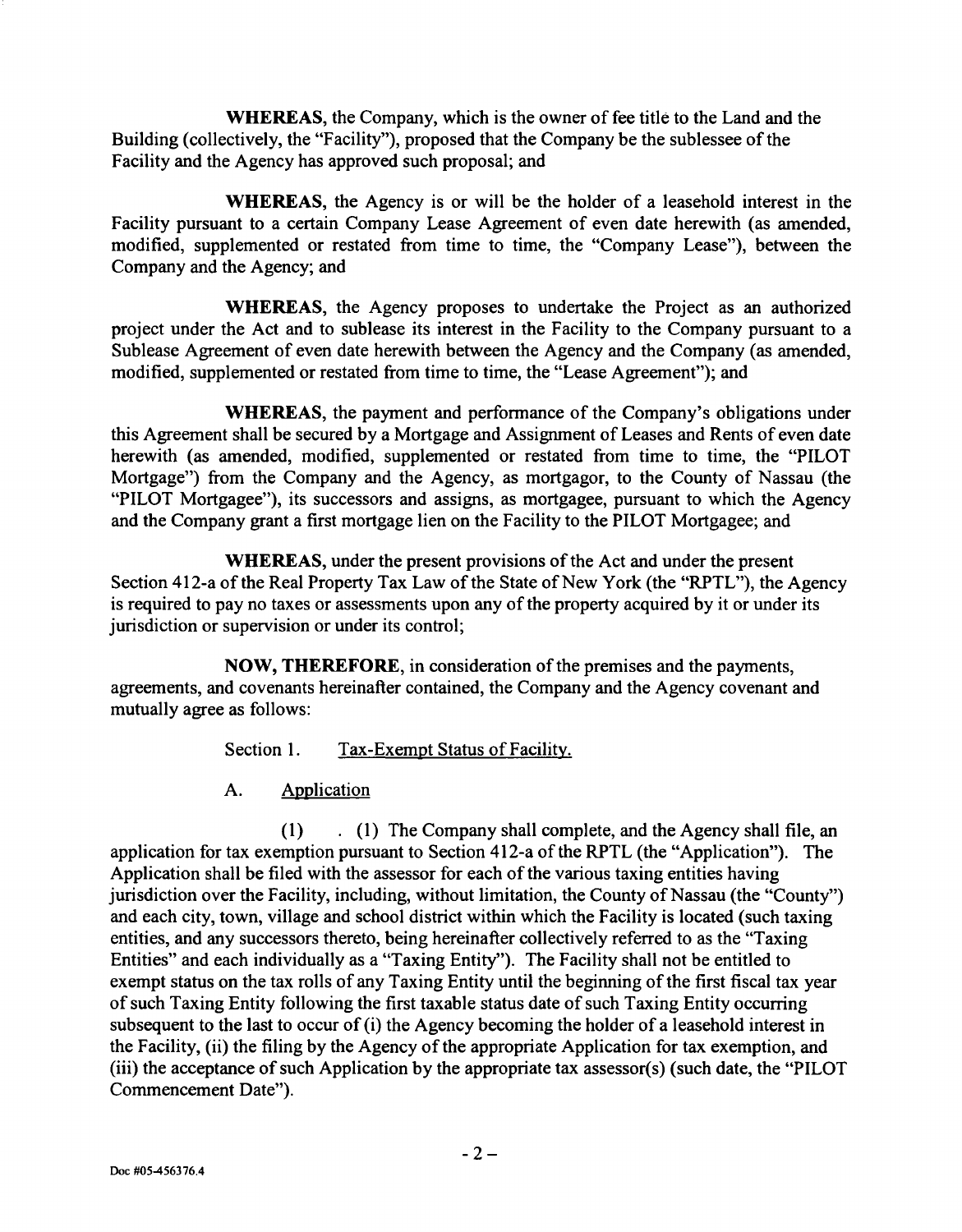**WHEREAS**, the Company, which is the owner of fee title to the Land and the Building (collectively, the "Facility"), proposed that the Company be the sublessee of the Facility and the Agency has approved such proposal; and

**WHEREAS**, the Agency is or will be the holder of a leasehold interest in the Facility pursuant to a certain Company Lease Agreement of even date herewith (as amended, modified, supplemented or restated from time to time, the "Company Lease"), between the Company and the Agency; and

**WHEREAS**, the Agency proposes to undertake the Project as an authorized project under the Act and to sublease its interest in the Facility to the Company pursuant to a Sublease Agreement of even date herewith between the Agency and the Company (as amended, modified, supplemented or restated from time to time, the "Lease Agreement"); and

**WHEREAS**, the payment and performance of the Company's obligations under this Agreement shall be secured by a Mortgage and Assignment of Leases and Rents of even date herewith (as amended, modified, supplemented or restated from time to time, the "PILOT Mortgage") from the Company and the Agency, as mortgagor, to the County of Nassau (the "PILOT Mortgagee"), its successors and assigns, as mortgagee, pursuant to which the Agency and the Company grant a first mortgage lien on the Facility to the PILOT Mortgagee; and

**WHEREAS**, under the present provisions of the Act and under the present Section 412-a of the Real Property Tax Law of the State of New York (the "RPTL"), the Agency is required to pay no taxes or assessments upon any of the property acquired by it or under its jurisdiction or supervision or under its control;

**NOW, THEREFORE**, in consideration of the premises and the payments, agreements, and covenants hereinafter contained, the Company and the Agency covenant and mutually agree as follows:

Section 1. <u>Tax-Exempt Status of Facility.</u>

A. <u>Application</u>

(1) . (1) The Company shall complete, and the Agency shall file, an application for tax exemption pursuant to Section 412-a of the RPTL (the "Application"). The Application shall be filed with the assessor for each of the various taxing entities having jurisdiction over the Facility, including, without limitation, the County of Nassau (the "County") and each city, town, village and school district within which the Facility is located (such taxing entities, and any successors thereto, being hereinafter collectively referred to as the "Taxing Entities" and each individually as a "Taxing Entity"). The Facility shall not be entitled to exempt status on the tax rolls of any Taxing Entity until the beginning of the first fiscal tax year of such Taxing Entity following the first taxable status date of such Taxing Entity occurring subsequent to the last to occur of (i) the Agency becoming the holder of a leasehold interest in the Facility, (ii) the filing by the Agency of the appropriate Application for tax exemption, and (iii) the acceptance of such Application by the appropriate tax assessor(s) (such date, the "PILOT Commencement Date").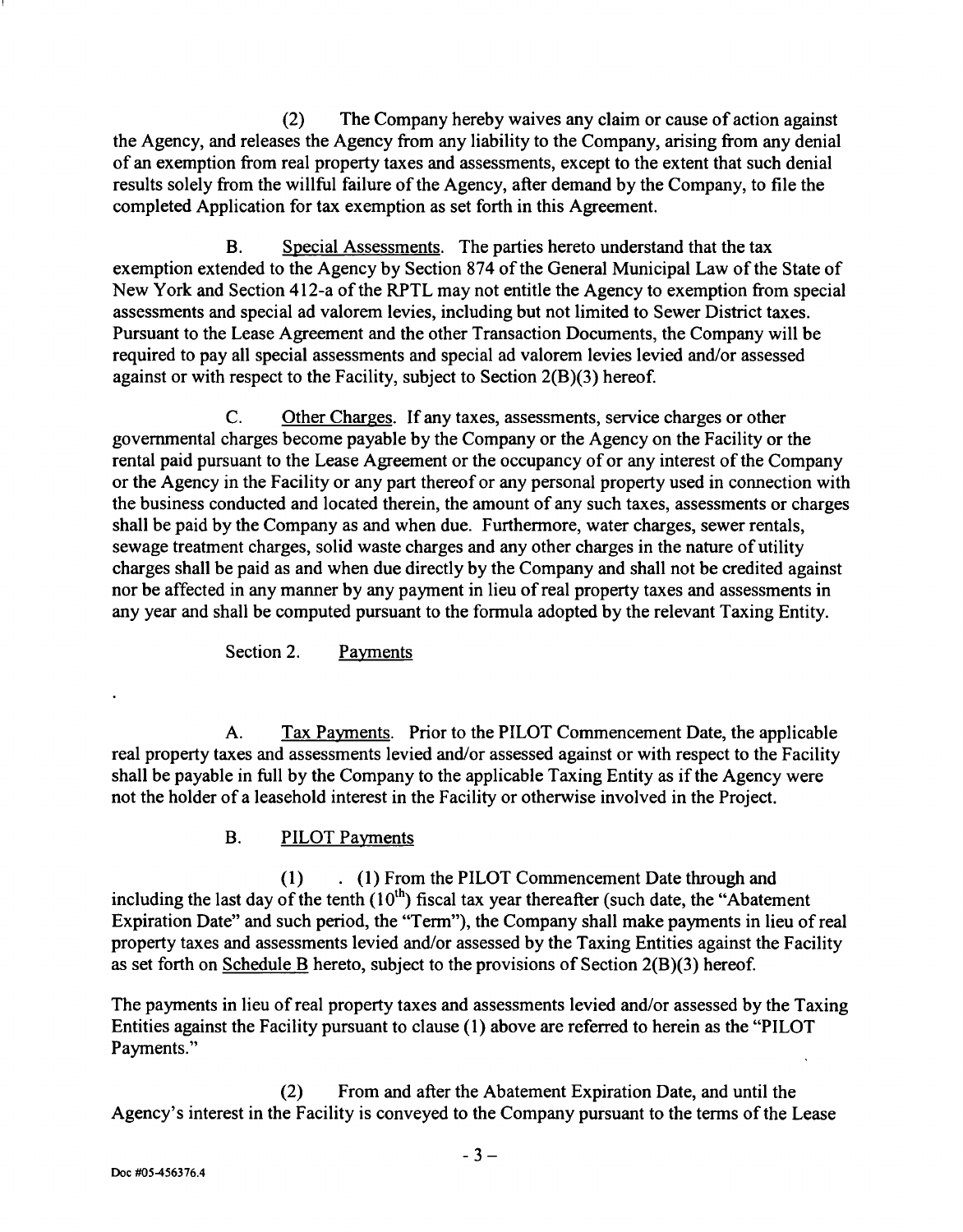(2) The Company hereby waives any claim or cause of action against the Agency, and releases the Agency from any liability to the Company, arising from any denial of an exemption from real property taxes and assessments, except to the extent that such denial results solely from the willful failure of the Agency, after demand by the Company, to file the completed Application for tax exemption as set forth in this Agreement.

B. Special Assessments. The parties hereto understand that the tax exemption extended to the Agency by Section 874 of the General Municipal Law of the State of New York and Section 412-a of the RPTL may not entitle the Agency to exemption from special assessments and special ad valorem levies, including but not limited to Sewer District taxes. Pursuant to the Lease Agreement and the other Transaction Documents, the Company will be required to pay all special assessments and special ad valorem levies levied and/or assessed against or with respect to the Facility, subject to Section 2(B)(3) hereof.

C. Other Charges. If any taxes, assessments, service charges or other governmental charges become payable by the Company or the Agency on the Facility or the rental paid pursuant to the Lease Agreement or the occupancy of or any interest of the Company or the Agency in the Facility or any part thereof or any personal property used in connection with the business conducted and located therein, the amount of any such taxes, assessments or charges shall be paid by the Company as and when due. Furthermore, water charges, sewer rentals, sewage treatment charges, solid waste charges and any other charges in the nature of utility charges shall be paid as and when due directly by the Company and shall not be credited against nor be affected in any manner by any payment in lieu of real property taxes and assessments in any year and shall be computed pursuant to the formula adopted by the relevant Taxing Entity.

Section 2. Payments

A. Tax Payments. Prior to the PILOT Commencement Date, the applicable real property taxes and assessments levied and/or assessed against or with respect to the Facility shall be payable in full by the Company to the applicable Taxing Entity as if the Agency were not the holder of a leasehold interest in the Facility or otherwise involved in the Project.

B. PILOT Payments

(1) . (1) From the PILOT Commencement Date through and including the last day of the tenth (10th) fiscal tax year thereafter (such date, the "Abatement Expiration Date" and such period, the "Term"), the Company shall make payments in lieu of real property taxes and assessments levied and/or assessed by the Taxing Entities against the Facility as set forth on Schedule B hereto, subject to the provisions of Section 2(B)(3) hereof.

The payments in lieu of real property taxes and assessments levied and/or assessed by the Taxing Entities against the Facility pursuant to clause (1) above are referred to herein as the "PILOT Payments."

(2) From and after the Abatement Expiration Date, and until the Agency's interest in the Facility is conveyed to the Company pursuant to the terms of the Lease

Doc #05-456376.4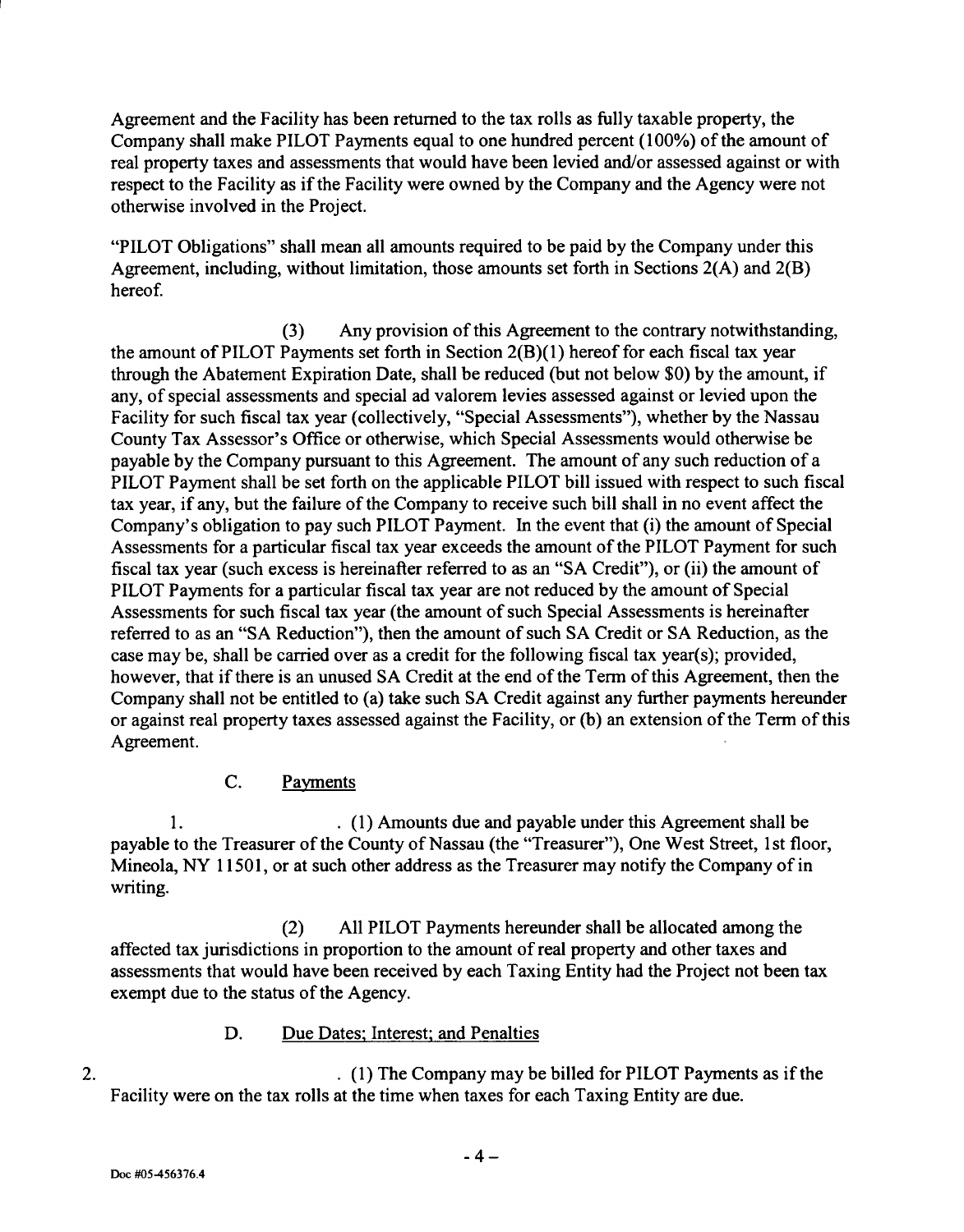Agreement and the Facility has been returned to the tax rolls as fully taxable property, the Company shall make PILOT Payments equal to one hundred percent (100%) of the amount of real property taxes and assessments that would have been levied and/or assessed against or with respect to the Facility as if the Facility were owned by the Company and the Agency were not otherwise involved in the Project.

"PILOT Obligations" shall mean all amounts required to be paid by the Company under this Agreement, including, without limitation, those amounts set forth in Sections 2(A) and 2(B) hereof.

(3) Any provision of this Agreement to the contrary notwithstanding, the amount of PILOT Payments set forth in Section 2(B)(1) hereof for each fiscal tax year through the Abatement Expiration Date, shall be reduced (but not below $0) by the amount, if any, of special assessments and special ad valorem levies assessed against or levied upon the Facility for such fiscal tax year (collectively, "Special Assessments"), whether by the Nassau County Tax Assessor's Office or otherwise, which Special Assessments would otherwise be payable by the Company pursuant to this Agreement. The amount of any such reduction of a PILOT Payment shall be set forth on the applicable PILOT bill issued with respect to such fiscal tax year, if any, but the failure of the Company to receive such bill shall in no event affect the Company's obligation to pay such PILOT Payment. In the event that (i) the amount of Special Assessments for a particular fiscal tax year exceeds the amount of the PILOT Payment for such fiscal tax year (such excess is hereinafter referred to as an "SA Credit"), or (ii) the amount of PILOT Payments for a particular fiscal tax year are not reduced by the amount of Special Assessments for such fiscal tax year (the amount of such Special Assessments is hereinafter referred to as an "SA Reduction"), then the amount of such SA Credit or SA Reduction, as the case may be, shall be carried over as a credit for the following fiscal tax year(s); provided, however, that if there is an unused SA Credit at the end of the Term of this Agreement, then the Company shall not be entitled to (a) take such SA Credit against any further payments hereunder or against real property taxes assessed against the Facility, or (b) an extension of the Term of this Agreement.

C. Payments

1. . (1) Amounts due and payable under this Agreement shall be payable to the Treasurer of the County of Nassau (the "Treasurer"), One West Street, 1st floor, Mineola, NY 11501, or at such other address as the Treasurer may notify the Company of in writing.

(2) All PILOT Payments hereunder shall be allocated among the affected tax jurisdictions in proportion to the amount of real property and other taxes and assessments that would have been received by each Taxing Entity had the Project not been tax exempt due to the status of the Agency.

D. Due Dates; Interest; and Penalties

2. . (1) The Company may be billed for PILOT Payments as if the Facility were on the tax rolls at the time when taxes for each Taxing Entity are due.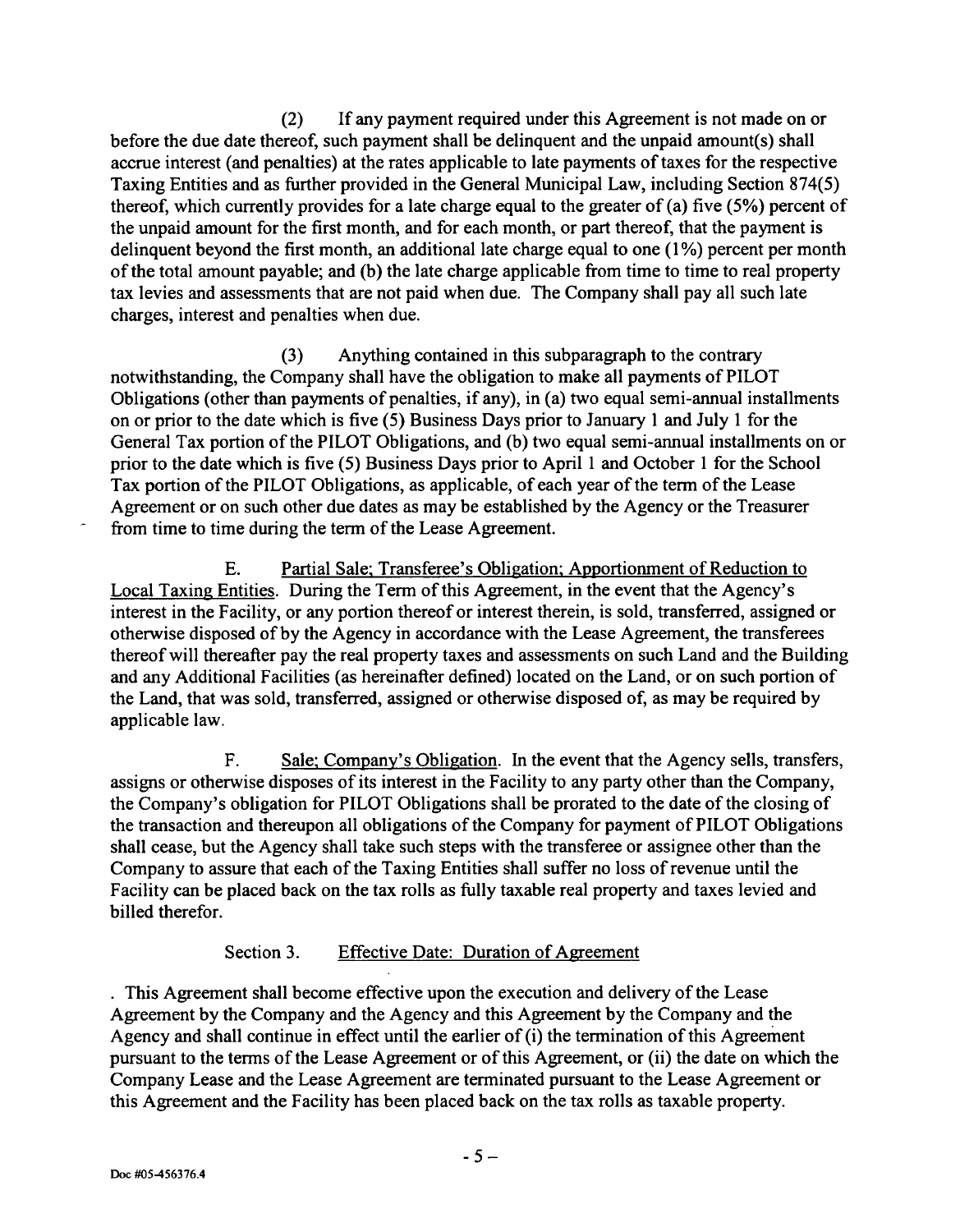(2) If any payment required under this Agreement is not made on or before the due date thereof, such payment shall be delinquent and the unpaid amount(s) shall accrue interest (and penalties) at the rates applicable to late payments of taxes for the respective Taxing Entities and as further provided in the General Municipal Law, including Section 874(5) thereof, which currently provides for a late charge equal to the greater of (a) five (5%) percent of the unpaid amount for the first month, and for each month, or part thereof, that the payment is delinquent beyond the first month, an additional late charge equal to one (1%) percent per month of the total amount payable; and (b) the late charge applicable from time to time to real property tax levies and assessments that are not paid when due. The Company shall pay all such late charges, interest and penalties when due.

(3) Anything contained in this subparagraph to the contrary notwithstanding, the Company shall have the obligation to make all payments of PILOT Obligations (other than payments of penalties, if any), in (a) two equal semi-annual installments on or prior to the date which is five (5) Business Days prior to January 1 and July 1 for the General Tax portion of the PILOT Obligations, and (b) two equal semi-annual installments on or prior to the date which is five (5) Business Days prior to April 1 and October 1 for the School Tax portion of the PILOT Obligations, as applicable, of each year of the term of the Lease Agreement or on such other due dates as may be established by the Agency or the Treasurer from time to time during the term of the Lease Agreement.

E. <u>Partial Sale; Transferee's Obligation; Apportionment of Reduction to Local Taxing Entities</u>. During the Term of this Agreement, in the event that the Agency's interest in the Facility, or any portion thereof or interest therein, is sold, transferred, assigned or otherwise disposed of by the Agency in accordance with the Lease Agreement, the transferees thereof will thereafter pay the real property taxes and assessments on such Land and the Building and any Additional Facilities (as hereinafter defined) located on the Land, or on such portion of the Land, that was sold, transferred, assigned or otherwise disposed of, as may be required by applicable law.

F. <u>Sale; Company's Obligation</u>. In the event that the Agency sells, transfers, assigns or otherwise disposes of its interest in the Facility to any party other than the Company, the Company's obligation for PILOT Obligations shall be prorated to the date of the closing of the transaction and thereupon all obligations of the Company for payment of PILOT Obligations shall cease, but the Agency shall take such steps with the transferee or assignee other than the Company to assure that each of the Taxing Entities shall suffer no loss of revenue until the Facility can be placed back on the tax rolls as fully taxable real property and taxes levied and billed therefor.

Section 3. <u>Effective Date: Duration of Agreement</u>

. This Agreement shall become effective upon the execution and delivery of the Lease Agreement by the Company and the Agency and this Agreement by the Company and the Agency and shall continue in effect until the earlier of (i) the termination of this Agreement pursuant to the terms of the Lease Agreement or of this Agreement, or (ii) the date on which the Company Lease and the Lease Agreement are terminated pursuant to the Lease Agreement or this Agreement and the Facility has been placed back on the tax rolls as taxable property.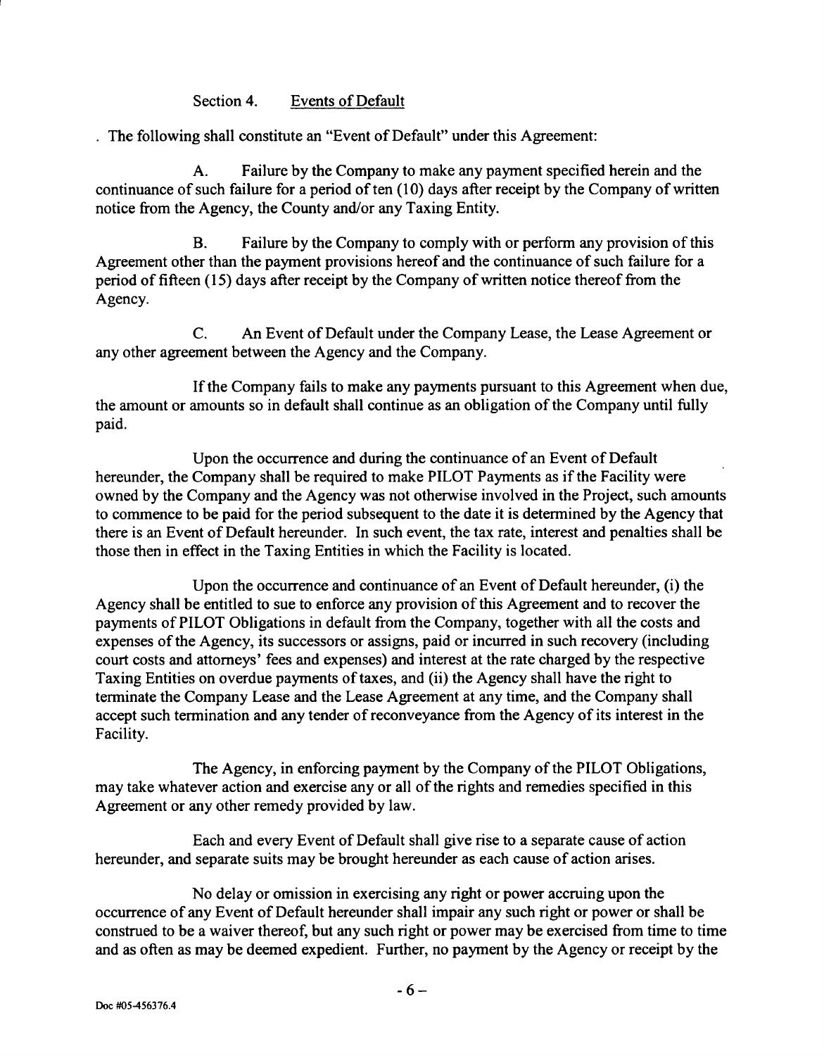## Section 4. Events of Default

. The following shall constitute an "Event of Default" under this Agreement:

A. Failure by the Company to make any payment specified herein and the continuance of such failure for a period of ten (10) days after receipt by the Company of written notice from the Agency, the County and/or any Taxing Entity.

B. Failure by the Company to comply with or perform any provision of this Agreement other than the payment provisions hereof and the continuance of such failure for a period of fifteen (15) days after receipt by the Company of written notice thereof from the Agency.

C. An Event of Default under the Company Lease, the Lease Agreement or any other agreement between the Agency and the Company.

If the Company fails to make any payments pursuant to this Agreement when due, the amount or amounts so in default shall continue as an obligation of the Company until fully paid.

Upon the occurrence and during the continuance of an Event of Default hereunder, the Company shall be required to make PILOT Payments as if the Facility were owned by the Company and the Agency was not otherwise involved in the Project, such amounts to commence to be paid for the period subsequent to the date it is determined by the Agency that there is an Event of Default hereunder. In such event, the tax rate, interest and penalties shall be those then in effect in the Taxing Entities in which the Facility is located.

Upon the occurrence and continuance of an Event of Default hereunder, (i) the Agency shall be entitled to sue to enforce any provision of this Agreement and to recover the payments of PILOT Obligations in default from the Company, together with all the costs and expenses of the Agency, its successors or assigns, paid or incurred in such recovery (including court costs and attorneys' fees and expenses) and interest at the rate charged by the respective Taxing Entities on overdue payments of taxes, and (ii) the Agency shall have the right to terminate the Company Lease and the Lease Agreement at any time, and the Company shall accept such termination and any tender of reconveyance from the Agency of its interest in the Facility.

The Agency, in enforcing payment by the Company of the PILOT Obligations, may take whatever action and exercise any or all of the rights and remedies specified in this Agreement or any other remedy provided by law.

Each and every Event of Default shall give rise to a separate cause of action hereunder, and separate suits may be brought hereunder as each cause of action arises.

No delay or omission in exercising any right or power accruing upon the occurrence of any Event of Default hereunder shall impair any such right or power or shall be construed to be a waiver thereof, but any such right or power may be exercised from time to time and as often as may be deemed expedient. Further, no payment by the Agency or receipt by the

Doc #05-456376.4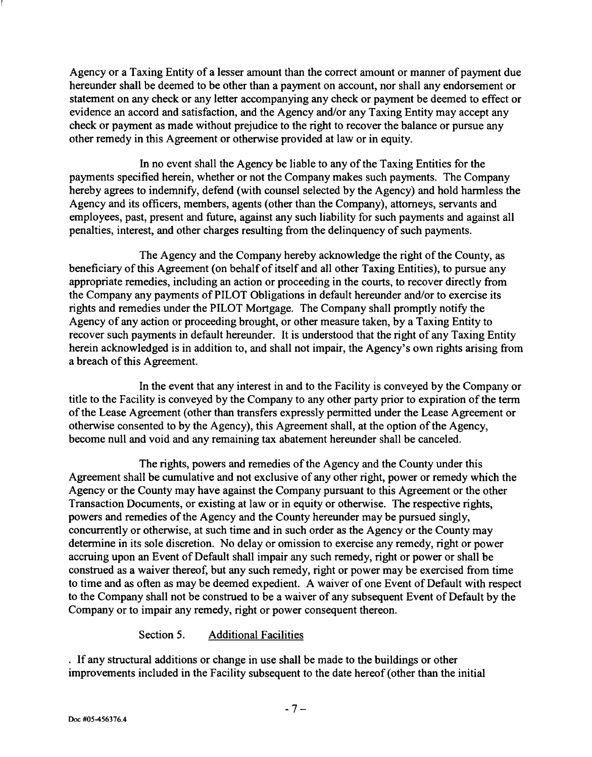Agency or a Taxing Entity of a lesser amount than the correct amount or manner of payment due hereunder shall be deemed to be other than a payment on account, nor shall any endorsement or statement on any check or any letter accompanying any check or payment be deemed to effect or evidence an accord and satisfaction, and the Agency and/or any Taxing Entity may accept any check or payment as made without prejudice to the right to recover the balance or pursue any other remedy in this Agreement or otherwise provided at law or in equity.

In no event shall the Agency be liable to any of the Taxing Entities for the payments specified herein, whether or not the Company makes such payments. The Company hereby agrees to indemnify, defend (with counsel selected by the Agency) and hold harmless the Agency and its officers, members, agents (other than the Company), attorneys, servants and employees, past, present and future, against any such liability for such payments and against all penalties, interest, and other charges resulting from the delinquency of such payments.

The Agency and the Company hereby acknowledge the right of the County, as beneficiary of this Agreement (on behalf of itself and all other Taxing Entities), to pursue any appropriate remedies, including an action or proceeding in the courts, to recover directly from the Company any payments of PILOT Obligations in default hereunder and/or to exercise its rights and remedies under the PILOT Mortgage. The Company shall promptly notify the Agency of any action or proceeding brought, or other measure taken, by a Taxing Entity to recover such payments in default hereunder. It is understood that the right of any Taxing Entity herein acknowledged is in addition to, and shall not impair, the Agency's own rights arising from a breach of this Agreement.

In the event that any interest in and to the Facility is conveyed by the Company or title to the Facility is conveyed by the Company to any other party prior to expiration of the term of the Lease Agreement (other than transfers expressly permitted under the Lease Agreement or otherwise consented to by the Agency), this Agreement shall, at the option of the Agency, become null and void and any remaining tax abatement hereunder shall be canceled.

The rights, powers and remedies of the Agency and the County under this Agreement shall be cumulative and not exclusive of any other right, power or remedy which the Agency or the County may have against the Company pursuant to this Agreement or the other Transaction Documents, or existing at law or in equity or otherwise. The respective rights, powers and remedies of the Agency and the County hereunder may be pursued singly, concurrently or otherwise, at such time and in such order as the Agency or the County may determine in its sole discretion. No delay or omission to exercise any remedy, right or power accruing upon an Event of Default shall impair any such remedy, right or power or shall be construed as a waiver thereof, but any such remedy, right or power may be exercised from time to time and as often as may be deemed expedient. A waiver of one Event of Default with respect to the Company shall not be construed to be a waiver of any subsequent Event of Default by the Company or to impair any remedy, right or power consequent thereon.

Section 5. Additional Facilities

. If any structural additions or change in use shall be made to the buildings or other improvements included in the Facility subsequent to the date hereof (other than the initial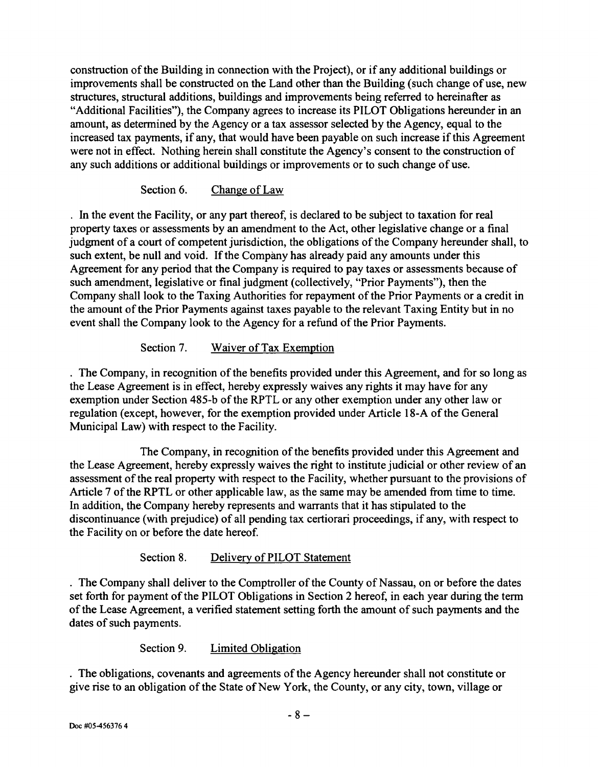construction of the Building in connection with the Project), or if any additional buildings or improvements shall be constructed on the Land other than the Building (such change of use, new structures, structural additions, buildings and improvements being referred to hereinafter as "Additional Facilities"), the Company agrees to increase its PILOT Obligations hereunder in an amount, as determined by the Agency or a tax assessor selected by the Agency, equal to the increased tax payments, if any, that would have been payable on such increase if this Agreement were not in effect. Nothing herein shall constitute the Agency's consent to the construction of any such additions or additional buildings or improvements or to such change of use.

Section 6. Change of Law

. In the event the Facility, or any part thereof, is declared to be subject to taxation for real property taxes or assessments by an amendment to the Act, other legislative change or a final judgment of a court of competent jurisdiction, the obligations of the Company hereunder shall, to such extent, be null and void. If the Company has already paid any amounts under this Agreement for any period that the Company is required to pay taxes or assessments because of such amendment, legislative or final judgment (collectively, "Prior Payments"), then the Company shall look to the Taxing Authorities for repayment of the Prior Payments or a credit in the amount of the Prior Payments against taxes payable to the relevant Taxing Entity but in no event shall the Company look to the Agency for a refund of the Prior Payments.

Section 7. Waiver of Tax Exemption

. The Company, in recognition of the benefits provided under this Agreement, and for so long as the Lease Agreement is in effect, hereby expressly waives any rights it may have for any exemption under Section 485-b of the RPTL or any other exemption under any other law or regulation (except, however, for the exemption provided under Article 18-A of the General Municipal Law) with respect to the Facility.

The Company, in recognition of the benefits provided under this Agreement and the Lease Agreement, hereby expressly waives the right to institute judicial or other review of an assessment of the real property with respect to the Facility, whether pursuant to the provisions of Article 7 of the RPTL or other applicable law, as the same may be amended from time to time. In addition, the Company hereby represents and warrants that it has stipulated to the discontinuance (with prejudice) of all pending tax certiorari proceedings, if any, with respect to the Facility on or before the date hereof.

Section 8. Delivery of PILOT Statement

. The Company shall deliver to the Comptroller of the County of Nassau, on or before the dates set forth for payment of the PILOT Obligations in Section 2 hereof, in each year during the term of the Lease Agreement, a verified statement setting forth the amount of such payments and the dates of such payments.

Section 9. Limited Obligation

. The obligations, covenants and agreements of the Agency hereunder shall not constitute or give rise to an obligation of the State of New York, the County, or any city, town, village or

Doc #05-456376 4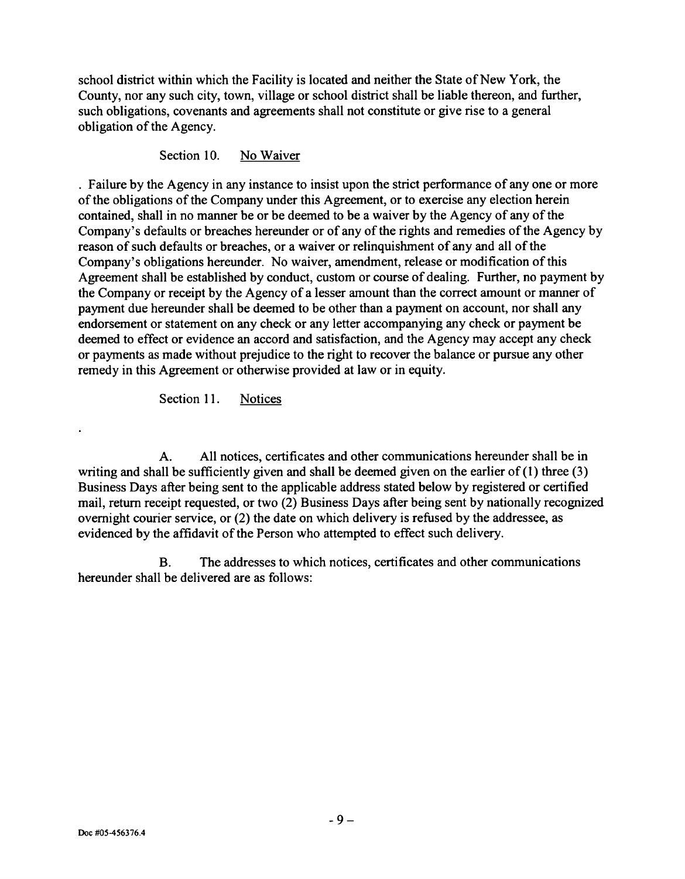school district within which the Facility is located and neither the State of New York, the County, nor any such city, town, village or school district shall be liable thereon, and further, such obligations, covenants and agreements shall not constitute or give rise to a general obligation of the Agency.

Section 10. No Waiver

. Failure by the Agency in any instance to insist upon the strict performance of any one or more of the obligations of the Company under this Agreement, or to exercise any election herein contained, shall in no manner be or be deemed to be a waiver by the Agency of any of the Company's defaults or breaches hereunder or of any of the rights and remedies of the Agency by reason of such defaults or breaches, or a waiver or relinquishment of any and all of the Company's obligations hereunder. No waiver, amendment, release or modification of this Agreement shall be established by conduct, custom or course of dealing. Further, no payment by the Company or receipt by the Agency of a lesser amount than the correct amount or manner of payment due hereunder shall be deemed to be other than a payment on account, nor shall any endorsement or statement on any check or any letter accompanying any check or payment be deemed to effect or evidence an accord and satisfaction, and the Agency may accept any check or payments as made without prejudice to the right to recover the balance or pursue any other remedy in this Agreement or otherwise provided at law or in equity.

Section 11. Notices

.

A. All notices, certificates and other communications hereunder shall be in writing and shall be sufficiently given and shall be deemed given on the earlier of (1) three (3) Business Days after being sent to the applicable address stated below by registered or certified mail, return receipt requested, or two (2) Business Days after being sent by nationally recognized overnight courier service, or (2) the date on which delivery is refused by the addressee, as evidenced by the affidavit of the Person who attempted to effect such delivery.

B. The addresses to which notices, certificates and other communications hereunder shall be delivered are as follows: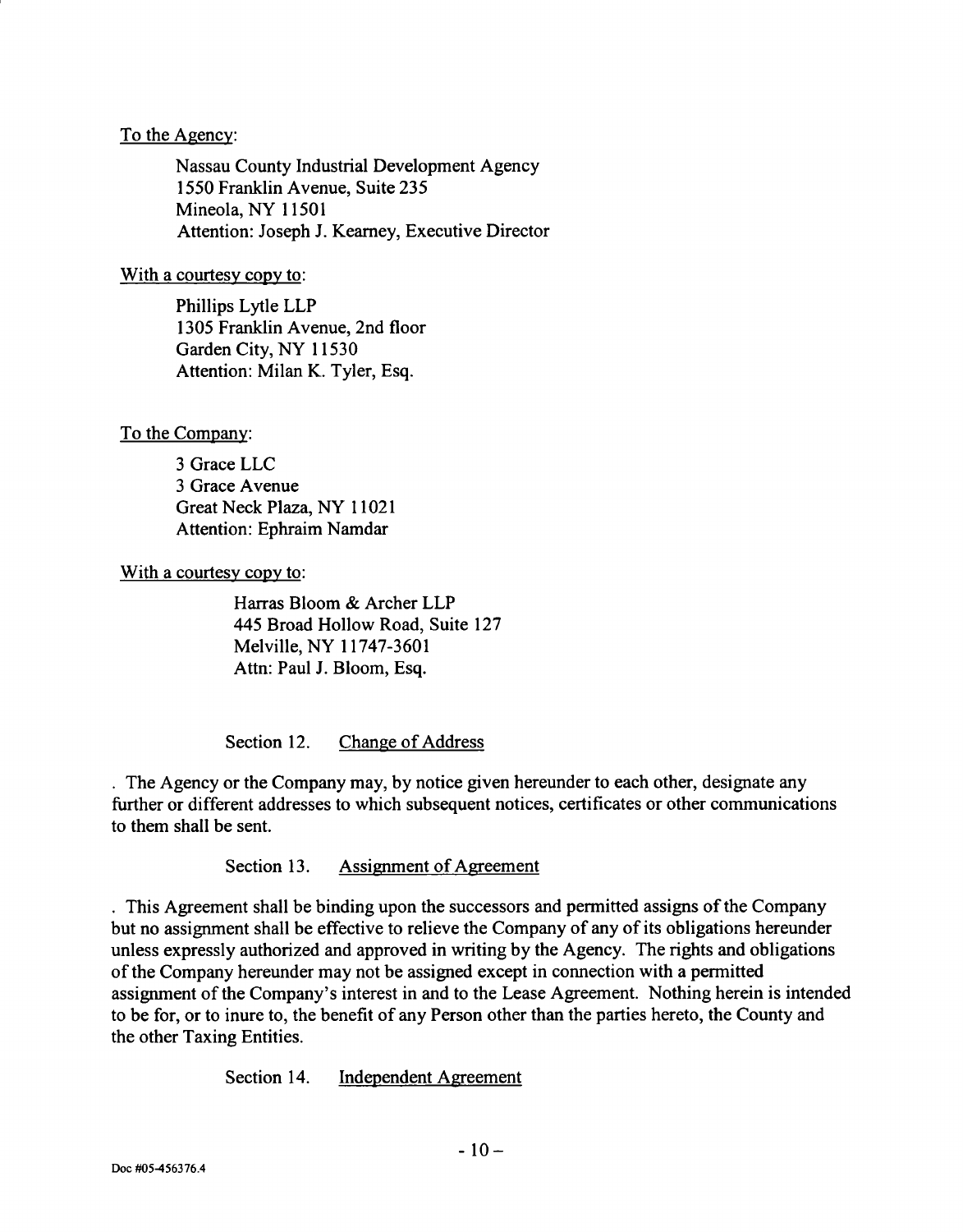To the Agency:

Nassau County Industrial Development Agency
1550 Franklin Avenue, Suite 235
Mineola, NY 11501
Attention: Joseph J. Kearney, Executive Director

With a courtesy copy to:

Phillips Lytle LLP
1305 Franklin Avenue, 2nd floor
Garden City, NY 11530
Attention: Milan K. Tyler, Esq.

To the Company:

3 Grace LLC
3 Grace Avenue
Great Neck Plaza, NY 11021
Attention: Ephraim Namdar

With a courtesy copy to:

Harras Bloom & Archer LLP
445 Broad Hollow Road, Suite 127
Melville, NY 11747-3601
Attn: Paul J. Bloom, Esq.

Section 12. Change of Address

. The Agency or the Company may, by notice given hereunder to each other, designate any further or different addresses to which subsequent notices, certificates or other communications to them shall be sent.

Section 13. Assignment of Agreement

. This Agreement shall be binding upon the successors and permitted assigns of the Company but no assignment shall be effective to relieve the Company of any of its obligations hereunder unless expressly authorized and approved in writing by the Agency. The rights and obligations of the Company hereunder may not be assigned except in connection with a permitted assignment of the Company's interest in and to the Lease Agreement. Nothing herein is intended to be for, or to inure to, the benefit of any Person other than the parties hereto, the County and the other Taxing Entities.

Section 14. Independent Agreement

Doc #05-456376.4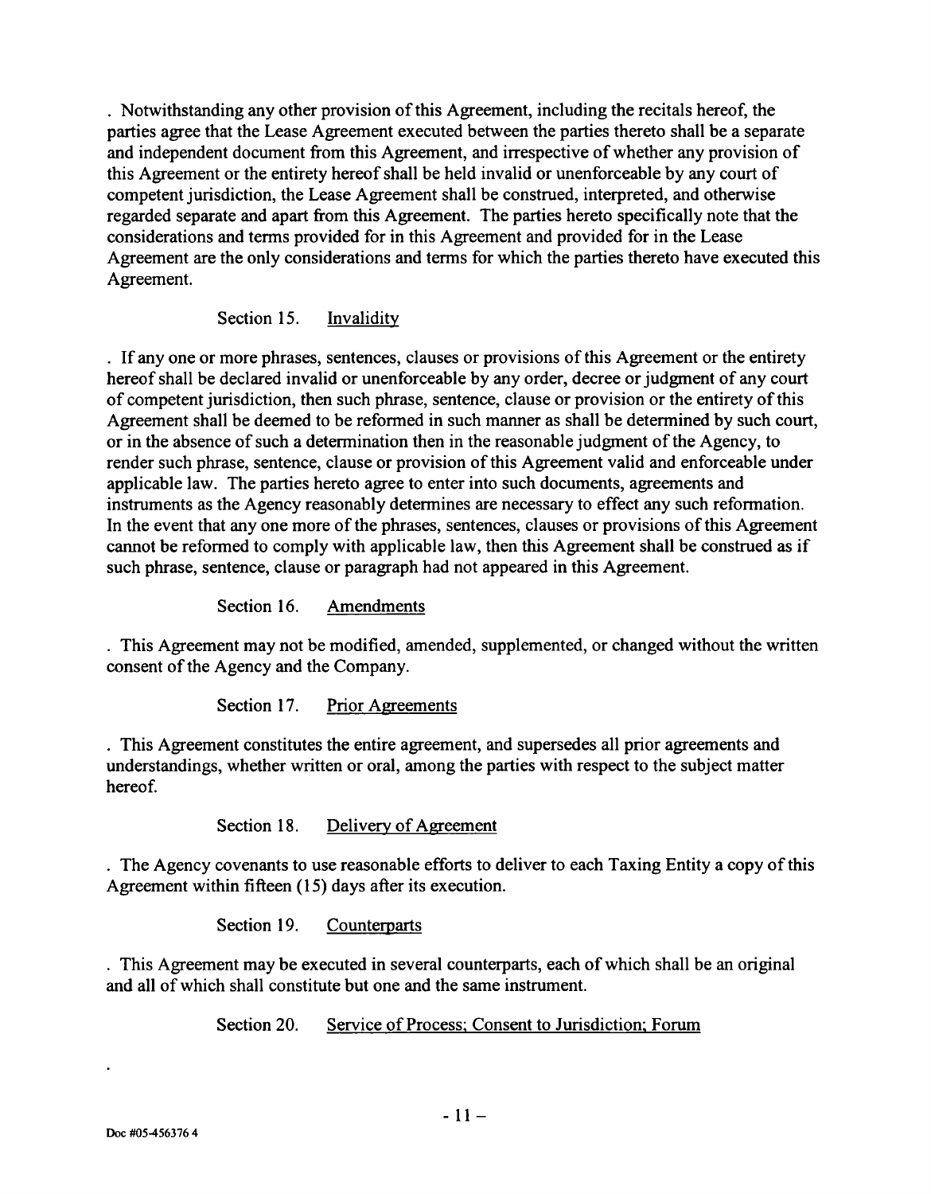. Notwithstanding any other provision of this Agreement, including the recitals hereof, the parties agree that the Lease Agreement executed between the parties thereto shall be a separate and independent document from this Agreement, and irrespective of whether any provision of this Agreement or the entirety hereof shall be held invalid or unenforceable by any court of competent jurisdiction, the Lease Agreement shall be construed, interpreted, and otherwise regarded separate and apart from this Agreement. The parties hereto specifically note that the considerations and terms provided for in this Agreement and provided for in the Lease Agreement are the only considerations and terms for which the parties thereto have executed this Agreement.

Section 15. Invalidity

. If any one or more phrases, sentences, clauses or provisions of this Agreement or the entirety hereof shall be declared invalid or unenforceable by any order, decree or judgment of any court of competent jurisdiction, then such phrase, sentence, clause or provision or the entirety of this Agreement shall be deemed to be reformed in such manner as shall be determined by such court, or in the absence of such a determination then in the reasonable judgment of the Agency, to render such phrase, sentence, clause or provision of this Agreement valid and enforceable under applicable law. The parties hereto agree to enter into such documents, agreements and instruments as the Agency reasonably determines are necessary to effect any such reformation. In the event that any one more of the phrases, sentences, clauses or provisions of this Agreement cannot be reformed to comply with applicable law, then this Agreement shall be construed as if such phrase, sentence, clause or paragraph had not appeared in this Agreement.

Section 16. Amendments

. This Agreement may not be modified, amended, supplemented, or changed without the written consent of the Agency and the Company.

Section 17. Prior Agreements

. This Agreement constitutes the entire agreement, and supersedes all prior agreements and understandings, whether written or oral, among the parties with respect to the subject matter hereof.

Section 18. Delivery of Agreement

. The Agency covenants to use reasonable efforts to deliver to each Taxing Entity a copy of this Agreement within fifteen (15) days after its execution.

Section 19. Counterparts

. This Agreement may be executed in several counterparts, each of which shall be an original and all of which shall constitute but one and the same instrument.

Section 20. Service of Process; Consent to Jurisdiction; Forum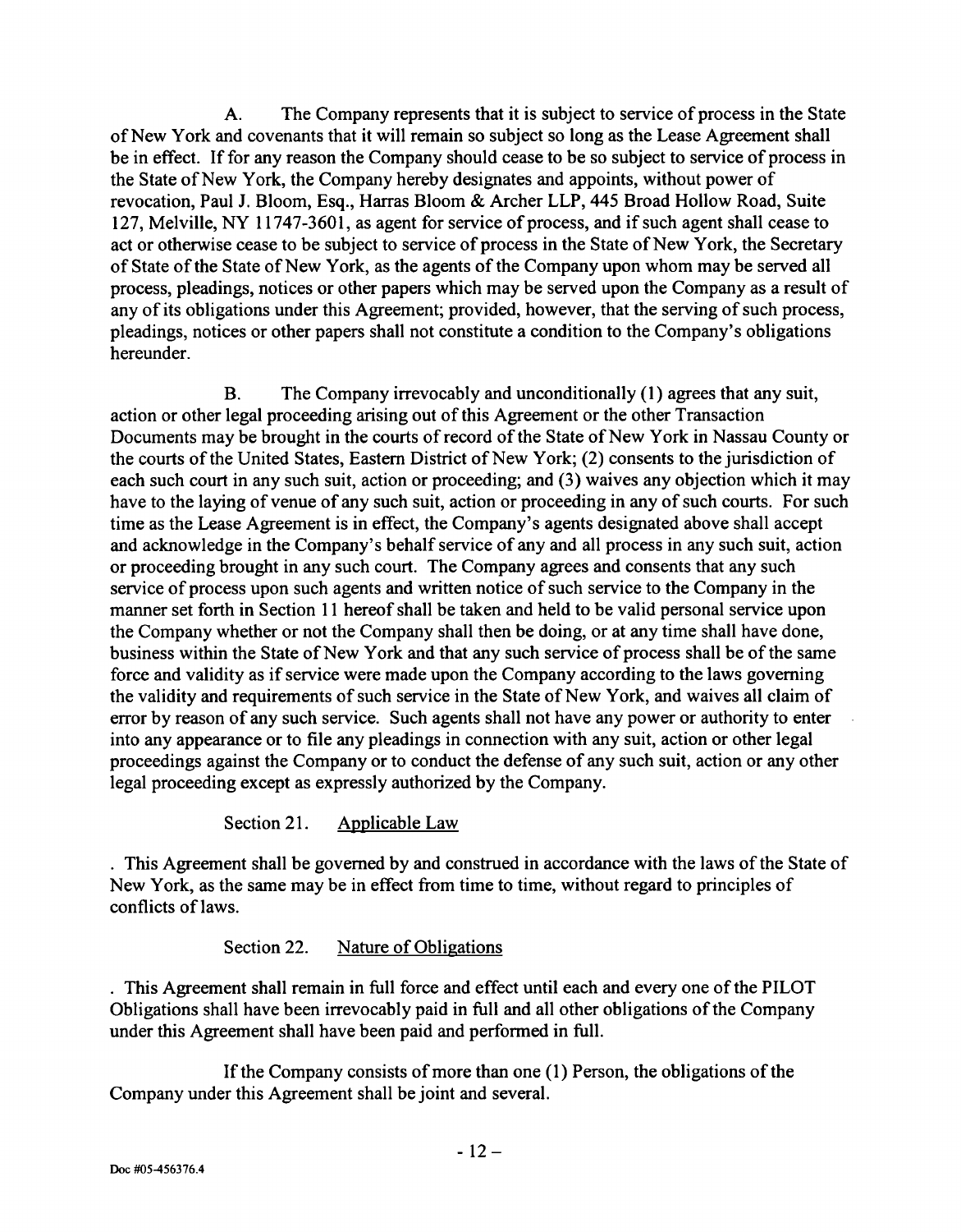A. The Company represents that it is subject to service of process in the State of New York and covenants that it will remain so subject so long as the Lease Agreement shall be in effect. If for any reason the Company should cease to be so subject to service of process in the State of New York, the Company hereby designates and appoints, without power of revocation, Paul J. Bloom, Esq., Harras Bloom & Archer LLP, 445 Broad Hollow Road, Suite 127, Melville, NY 11747-3601, as agent for service of process, and if such agent shall cease to act or otherwise cease to be subject to service of process in the State of New York, the Secretary of State of the State of New York, as the agents of the Company upon whom may be served all process, pleadings, notices or other papers which may be served upon the Company as a result of any of its obligations under this Agreement; provided, however, that the serving of such process, pleadings, notices or other papers shall not constitute a condition to the Company's obligations hereunder.

B. The Company irrevocably and unconditionally (1) agrees that any suit, action or other legal proceeding arising out of this Agreement or the other Transaction Documents may be brought in the courts of record of the State of New York in Nassau County or the courts of the United States, Eastern District of New York; (2) consents to the jurisdiction of each such court in any such suit, action or proceeding; and (3) waives any objection which it may have to the laying of venue of any such suit, action or proceeding in any of such courts. For such time as the Lease Agreement is in effect, the Company's agents designated above shall accept and acknowledge in the Company's behalf service of any and all process in any such suit, action or proceeding brought in any such court. The Company agrees and consents that any such service of process upon such agents and written notice of such service to the Company in the manner set forth in Section 11 hereof shall be taken and held to be valid personal service upon the Company whether or not the Company shall then be doing, or at any time shall have done, business within the State of New York and that any such service of process shall be of the same force and validity as if service were made upon the Company according to the laws governing the validity and requirements of such service in the State of New York, and waives all claim of error by reason of any such service. Such agents shall not have any power or authority to enter into any appearance or to file any pleadings in connection with any suit, action or other legal proceedings against the Company or to conduct the defense of any such suit, action or any other legal proceeding except as expressly authorized by the Company.

Section 21. Applicable Law

. This Agreement shall be governed by and construed in accordance with the laws of the State of New York, as the same may be in effect from time to time, without regard to principles of conflicts of laws.

Section 22. Nature of Obligations

. This Agreement shall remain in full force and effect until each and every one of the PILOT Obligations shall have been irrevocably paid in full and all other obligations of the Company under this Agreement shall have been paid and performed in full.

If the Company consists of more than one (1) Person, the obligations of the Company under this Agreement shall be joint and several.

Doc #05-456376.4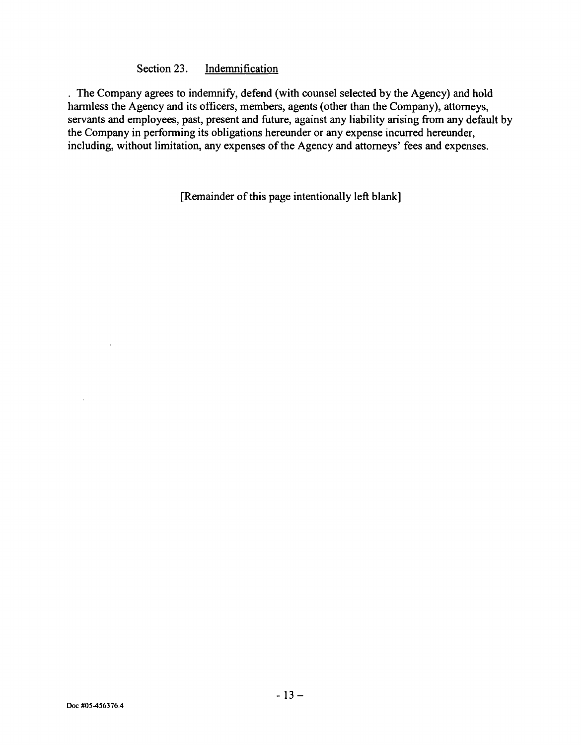Section 23. Indemnification

. The Company agrees to indemnify, defend (with counsel selected by the Agency) and hold harmless the Agency and its officers, members, agents (other than the Company), attorneys, servants and employees, past, present and future, against any liability arising from any default by the Company in performing its obligations hereunder or any expense incurred hereunder, including, without limitation, any expenses of the Agency and attorneys' fees and expenses.

[Remainder of this page intentionally left blank]

Doc #05-456376.4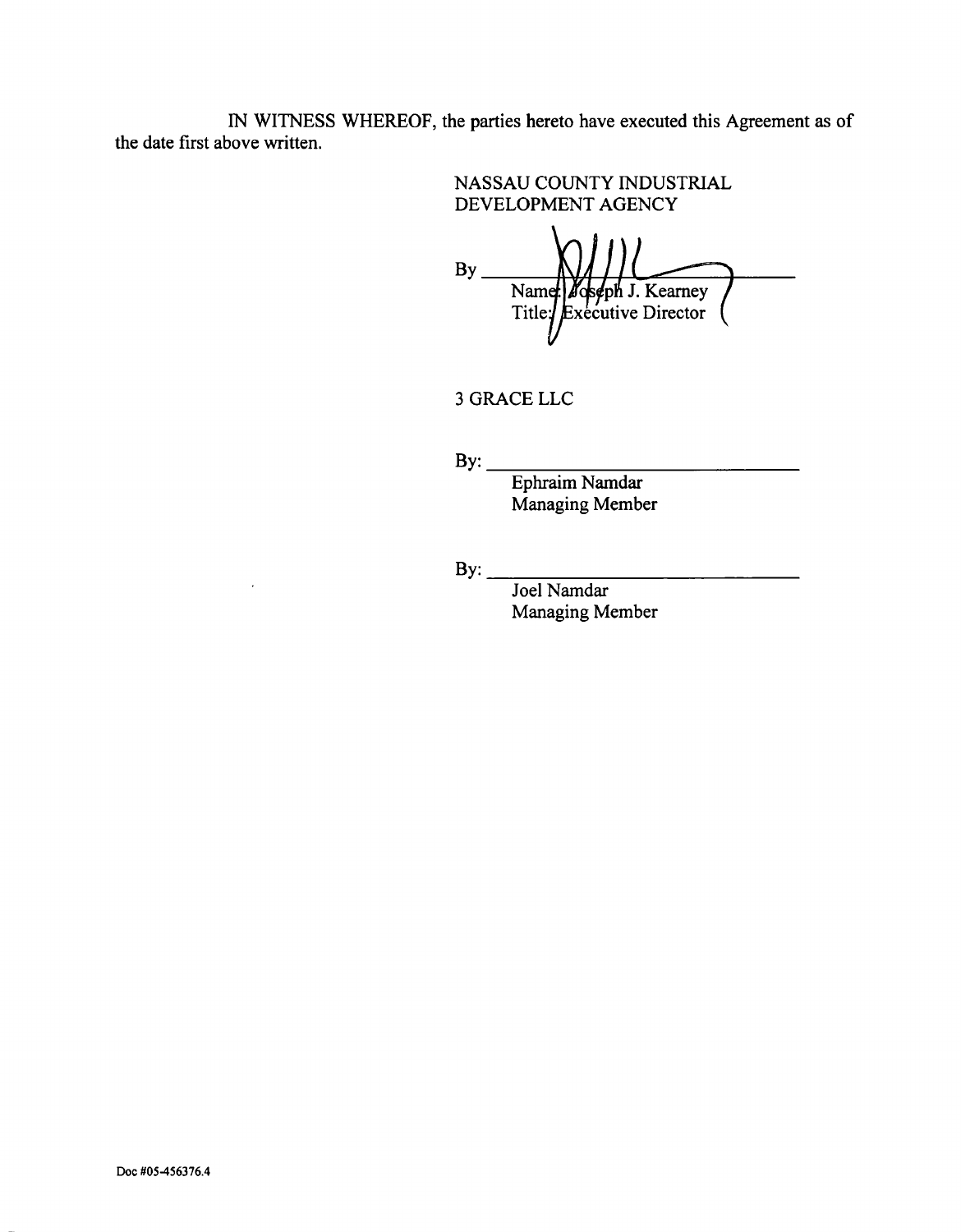IN WITNESS WHEREOF, the parties hereto have executed this Agreement as of the date first above written.

NASSAU COUNTY INDUSTRIAL DEVELOPMENT AGENCY

By ______________________________
Name: Joseph J. Kearney
Title: Executive Director

3 GRACE LLC

By: ______________________________
Ephraim Namdar
Managing Member

By: ______________________________
Joel Namdar
Managing Member

Doc #05-456376.4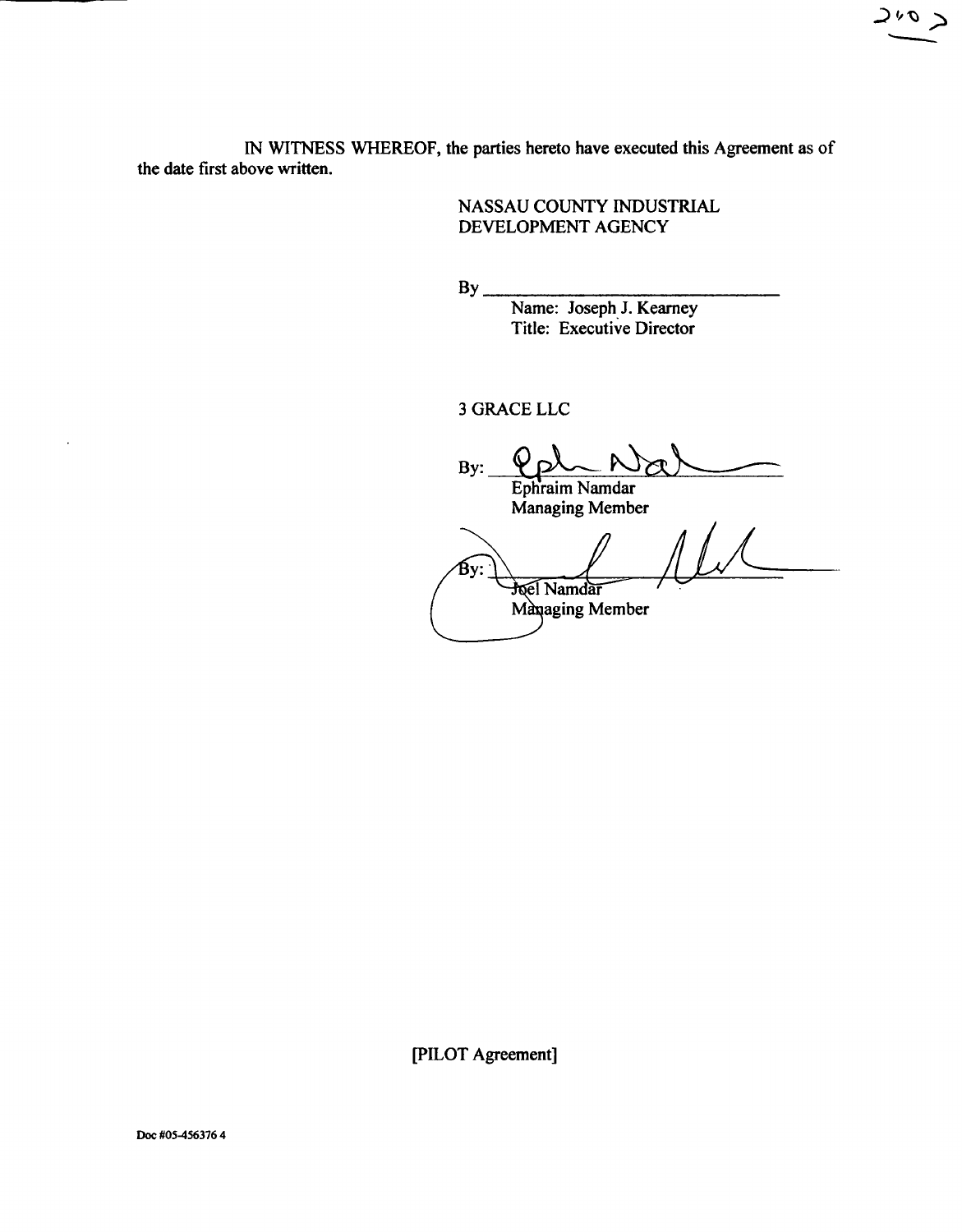IN WITNESS WHEREOF, the parties hereto have executed this Agreement as of the date first above written.

NASSAU COUNTY INDUSTRIAL DEVELOPMENT AGENCY

By ______________________________
Name: Joseph J. Kearney
Title: Executive Director

3 GRACE LLC

By: ______________________________
Ephraim Namdar
Managing Member

By: ______________________________
Joel Namdar
Managing Member

[PILOT Agreement]

Doc #05-456376 4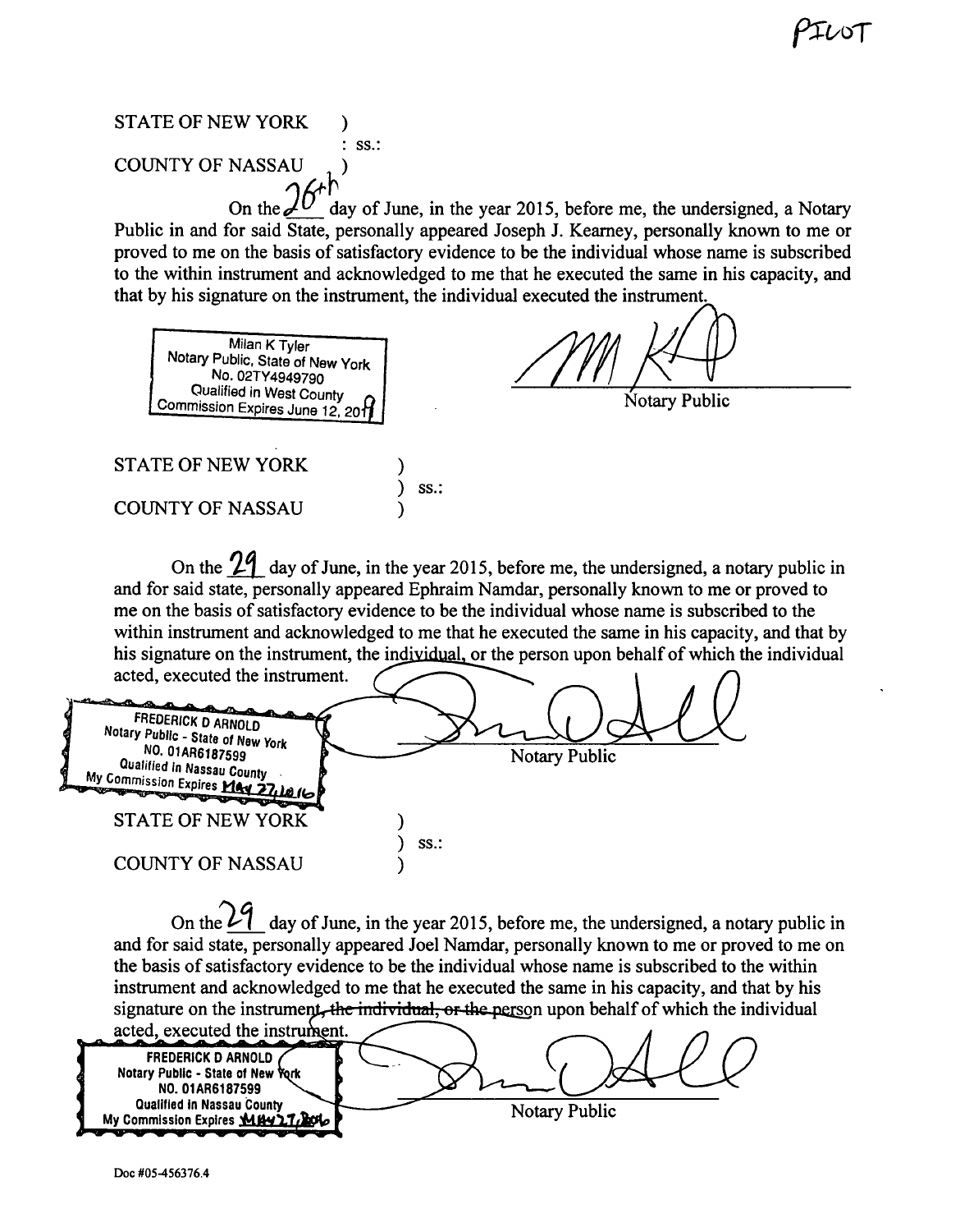PILOT

STATE OF NEW YORK )
: ss.:
COUNTY OF NASSAU )

On the 26th day of June, in the year 2015, before me, the undersigned, a Notary Public in and for said State, personally appeared Joseph J. Kearney, personally known to me or proved to me on the basis of satisfactory evidence to be the individual whose name is subscribed to the within instrument and acknowledged to me that he executed the same in his capacity, and that by his signature on the instrument, the individual executed the instrument.

Milan K Tyler
Notary Public, State of New York
No. 02TY4949790
Qualified in West County
Commission Expires June 12, 2019

Notary Public

STATE OF NEW YORK )
) ss.:
COUNTY OF NASSAU )

On the 29 day of June, in the year 2015, before me, the undersigned, a notary public in and for said state, personally appeared Ephraim Namdar, personally known to me or proved to me on the basis of satisfactory evidence to be the individual whose name is subscribed to the within instrument and acknowledged to me that he executed the same in his capacity, and that by his signature on the instrument, the individual, or the person upon behalf of which the individual acted, executed the instrument.

FREDERICK D ARNOLD
Notary Public - State of New York
NO. 01AR6187599
Qualified in Nassau County
My Commission Expires May 27, 2016

Notary Public

STATE OF NEW YORK )
) ss.:
COUNTY OF NASSAU )

On the 29 day of June, in the year 2015, before me, the undersigned, a notary public in and for said state, personally appeared Joel Namdar, personally known to me or proved to me on the basis of satisfactory evidence to be the individual whose name is subscribed to the within instrument and acknowledged to me that he executed the same in his capacity, and that by his signature on the instrument, ~~the individual, or the person~~ upon behalf of which the individual acted, executed the instrument.

FREDERICK D ARNOLD
Notary Public - State of New York
NO. 01AR6187599
Qualified in Nassau County
My Commission Expires May 27, 2016

Notary Public

Doc #05-456376.4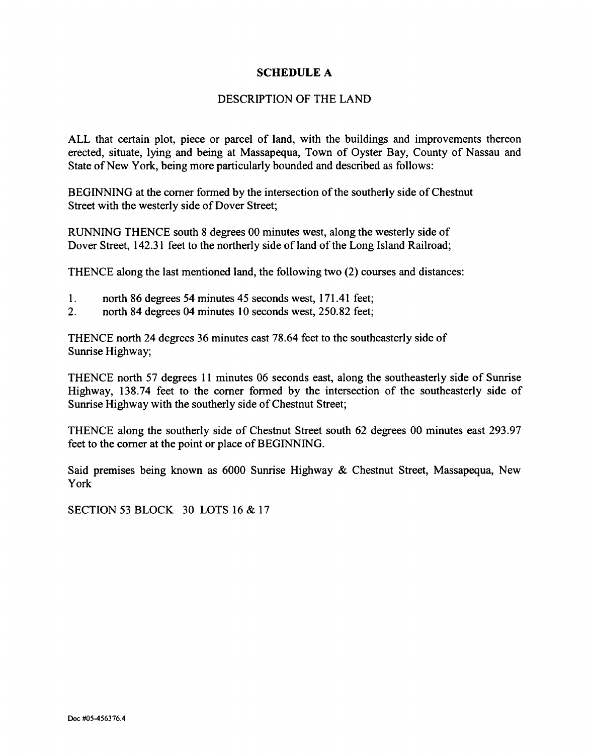# SCHEDULE A

## DESCRIPTION OF THE LAND

ALL that certain plot, piece or parcel of land, with the buildings and improvements thereon erected, situate, lying and being at Massapequa, Town of Oyster Bay, County of Nassau and State of New York, being more particularly bounded and described as follows:

BEGINNING at the corner formed by the intersection of the southerly side of Chestnut Street with the westerly side of Dover Street;

RUNNING THENCE south 8 degrees 00 minutes west, along the westerly side of Dover Street, 142.31 feet to the northerly side of land of the Long Island Railroad;

THENCE along the last mentioned land, the following two (2) courses and distances:

1. north 86 degrees 54 minutes 45 seconds west, 171.41 feet;
2. north 84 degrees 04 minutes 10 seconds west, 250.82 feet;

THENCE north 24 degrees 36 minutes east 78.64 feet to the southeasterly side of Sunrise Highway;

THENCE north 57 degrees 11 minutes 06 seconds east, along the southeasterly side of Sunrise Highway, 138.74 feet to the corner formed by the intersection of the southeasterly side of Sunrise Highway with the southerly side of Chestnut Street;

THENCE along the southerly side of Chestnut Street south 62 degrees 00 minutes east 293.97 feet to the corner at the point or place of BEGINNING.

Said premises being known as 6000 Sunrise Highway & Chestnut Street, Massapequa, New York

SECTION 53 BLOCK 30 LOTS 16 & 17

Doc #05-456376.4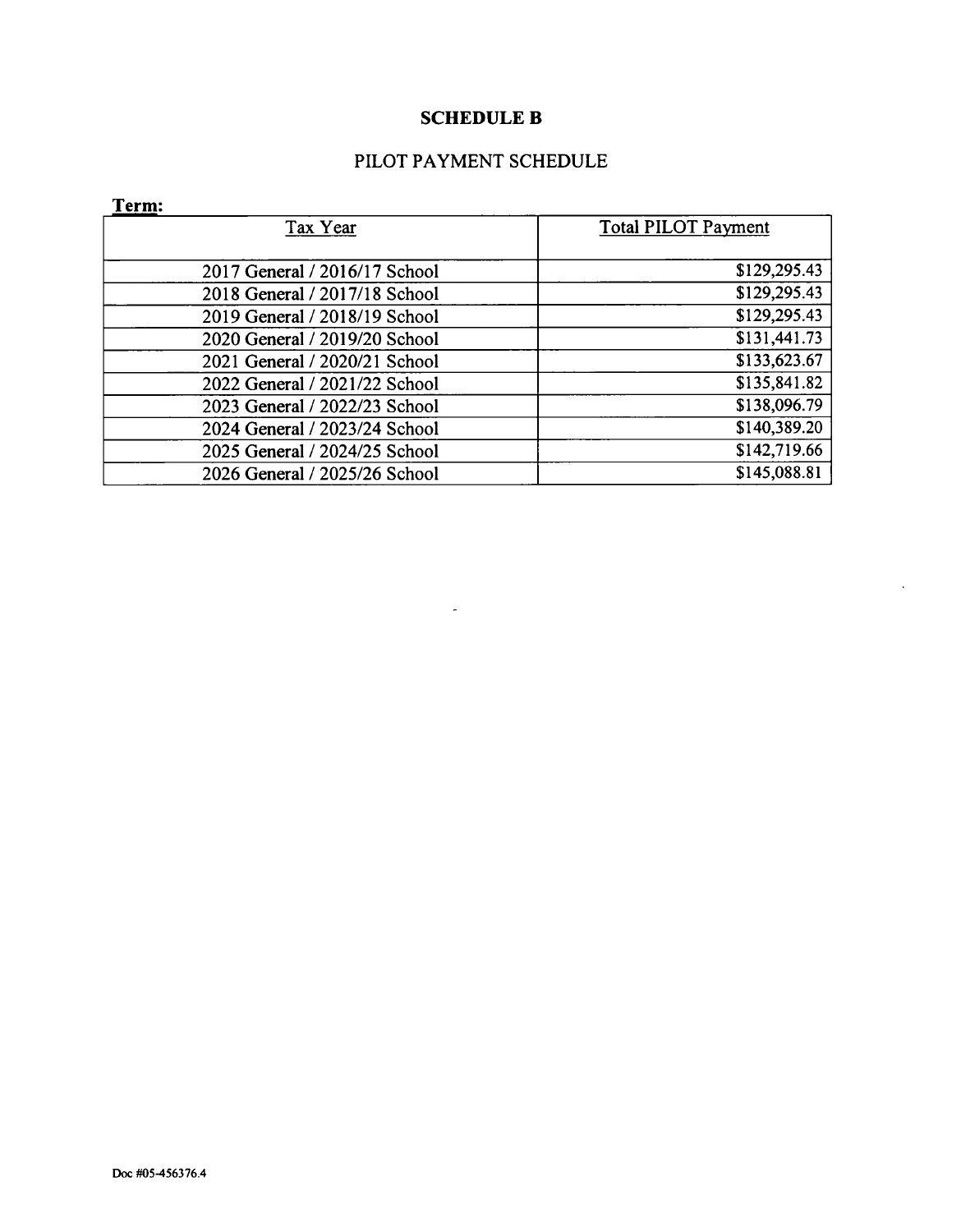# SCHEDULE B

## PILOT PAYMENT SCHEDULE

**Term:**

| Tax Year | Total PILOT Payment |
|---|---|
| 2017 General / 2016/17 School | $129,295.43 |
| 2018 General / 2017/18 School | $129,295.43 |
| 2019 General / 2018/19 School | $129,295.43 |
| 2020 General / 2019/20 School | $131,441.73 |
| 2021 General / 2020/21 School | $133,623.67 |
| 2022 General / 2021/22 School | $135,841.82 |
| 2023 General / 2022/23 School | $138,096.79 |
| 2024 General / 2023/24 School | $140,389.20 |
| 2025 General / 2024/25 School | $142,719.66 |
| 2026 General / 2025/26 School | $145,088.81 |

Doc #05-456376.4